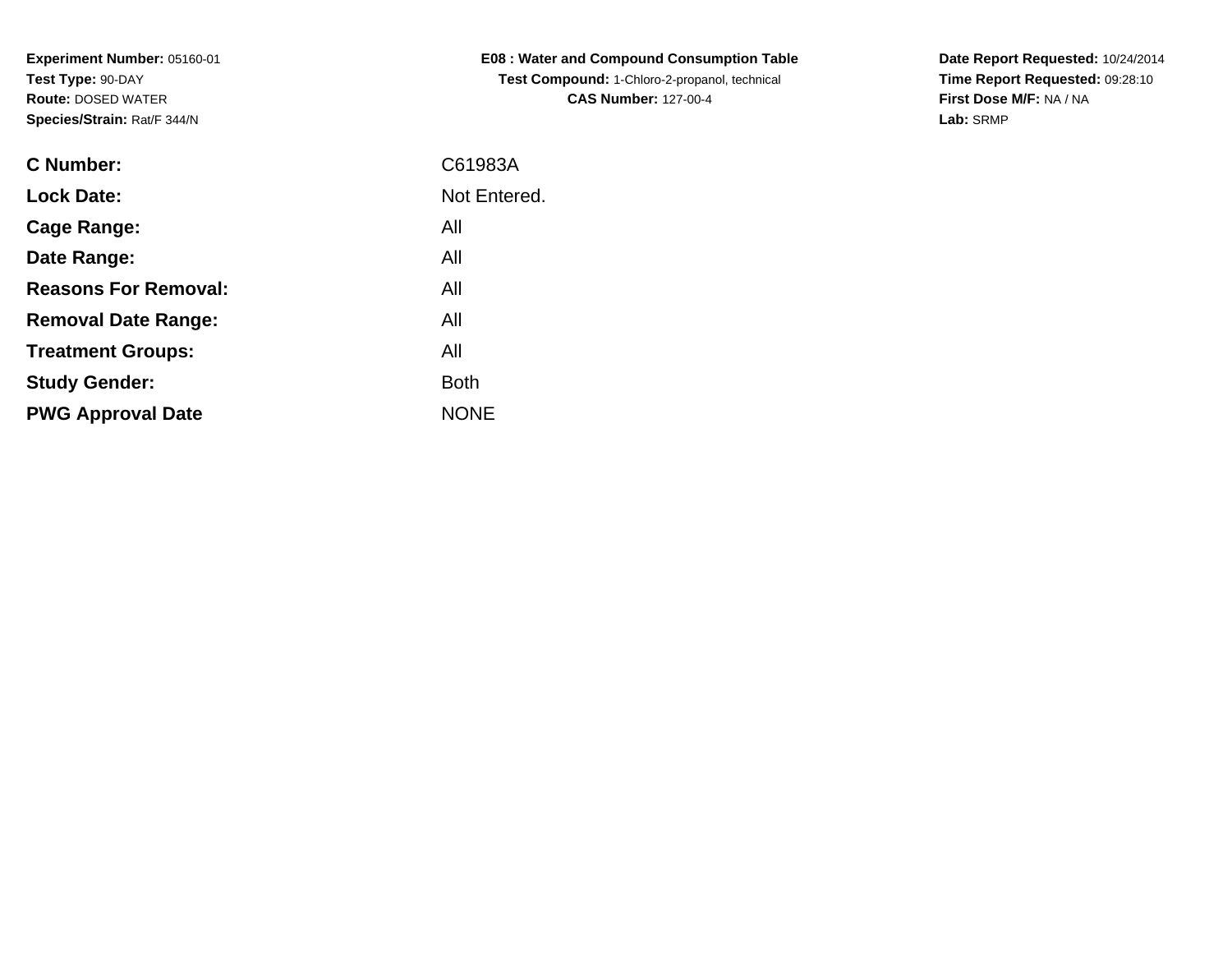**Experiment Number:** 05160-01
**Test Type:** 90-DAY
**Route:** DOSED WATER
**Species/Strain:** Rat/F 344/N

**E08 : Water and Compound Consumption Table**
**Test Compound:** 1-Chloro-2-propanol, technical
**CAS Number:** 127-00-4

**Date Report Requested:** 10/24/2014
**Time Report Requested:** 09:28:10
**First Dose M/F:** NA / NA
**Lab:** SRMP

| | |
|---|---|
| **C Number:** | C61983A |
| **Lock Date:** | Not Entered. |
| **Cage Range:** | All |
| **Date Range:** | All |
| **Reasons For Removal:** | All |
| **Removal Date Range:** | All |
| **Treatment Groups:** | All |
| **Study Gender:** | Both |
| **PWG Approval Date** | NONE |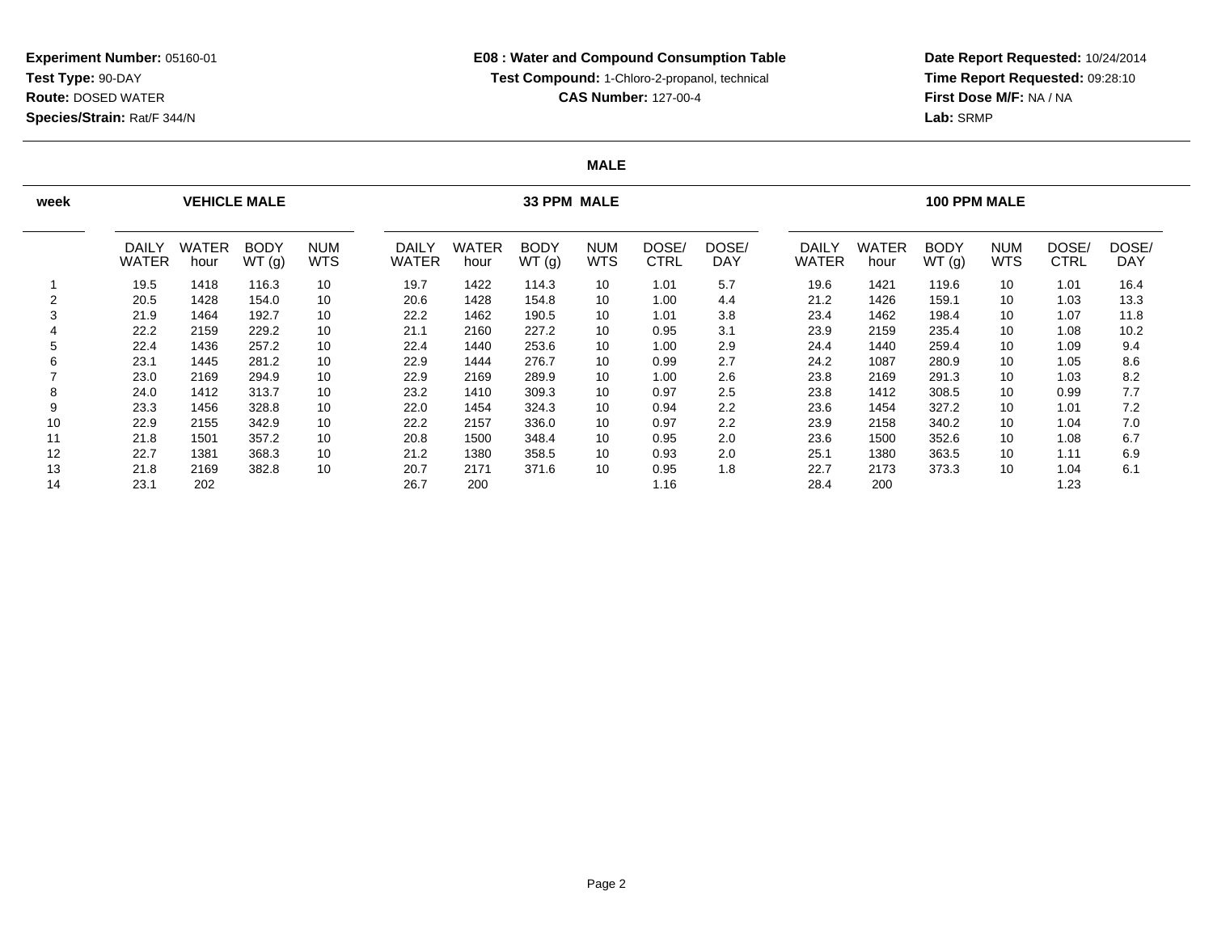**Experiment Number:** 05160-01
**Test Type:** 90-DAY
**Route:** DOSED WATER
**Species/Strain:** Rat/F 344/N

**E08 : Water and Compound Consumption Table**
**Test Compound:** 1-Chloro-2-propanol, technical
**CAS Number:** 127-00-4

**Date Report Requested:** 10/24/2014
**Time Report Requested:** 09:28:10
**First Dose M/F:** NA / NA
**Lab:** SRMP

## MALE

| week | VEHICLE MALE | | | | 33 PPM MALE | | | | | | 100 PPM MALE | | | | | |
|---|---|---|---|---|---|---|---|---|---|---|---|---|---|---|---|---|
| | DAILY WATER | WATER hour | BODY WT (g) | NUM WTS | DAILY WATER | WATER hour | BODY WT (g) | NUM WTS | DOSE/ CTRL | DOSE/ DAY | DAILY WATER | WATER hour | BODY WT (g) | NUM WTS | DOSE/ CTRL | DOSE/ DAY |
| 1 | 19.5 | 1418 | 116.3 | 10 | 19.7 | 1422 | 114.3 | 10 | 1.01 | 5.7 | 19.6 | 1421 | 119.6 | 10 | 1.01 | 16.4 |
| 2 | 20.5 | 1428 | 154.0 | 10 | 20.6 | 1428 | 154.8 | 10 | 1.00 | 4.4 | 21.2 | 1426 | 159.1 | 10 | 1.03 | 13.3 |
| 3 | 21.9 | 1464 | 192.7 | 10 | 22.2 | 1462 | 190.5 | 10 | 1.01 | 3.8 | 23.4 | 1462 | 198.4 | 10 | 1.07 | 11.8 |
| 4 | 22.2 | 2159 | 229.2 | 10 | 21.1 | 2160 | 227.2 | 10 | 0.95 | 3.1 | 23.9 | 2159 | 235.4 | 10 | 1.08 | 10.2 |
| 5 | 22.4 | 1436 | 257.2 | 10 | 22.4 | 1440 | 253.6 | 10 | 1.00 | 2.9 | 24.4 | 1440 | 259.4 | 10 | 1.09 | 9.4 |
| 6 | 23.1 | 1445 | 281.2 | 10 | 22.9 | 1444 | 276.7 | 10 | 0.99 | 2.7 | 24.2 | 1087 | 280.9 | 10 | 1.05 | 8.6 |
| 7 | 23.0 | 2169 | 294.9 | 10 | 22.9 | 2169 | 289.9 | 10 | 1.00 | 2.6 | 23.8 | 2169 | 291.3 | 10 | 1.03 | 8.2 |
| 8 | 24.0 | 1412 | 313.7 | 10 | 23.2 | 1410 | 309.3 | 10 | 0.97 | 2.5 | 23.8 | 1412 | 308.5 | 10 | 0.99 | 7.7 |
| 9 | 23.3 | 1456 | 328.8 | 10 | 22.0 | 1454 | 324.3 | 10 | 0.94 | 2.2 | 23.6 | 1454 | 327.2 | 10 | 1.01 | 7.2 |
| 10 | 22.9 | 2155 | 342.9 | 10 | 22.2 | 2157 | 336.0 | 10 | 0.97 | 2.2 | 23.9 | 2158 | 340.2 | 10 | 1.04 | 7.0 |
| 11 | 21.8 | 1501 | 357.2 | 10 | 20.8 | 1500 | 348.4 | 10 | 0.95 | 2.0 | 23.6 | 1500 | 352.6 | 10 | 1.08 | 6.7 |
| 12 | 22.7 | 1381 | 368.3 | 10 | 21.2 | 1380 | 358.5 | 10 | 0.93 | 2.0 | 25.1 | 1380 | 363.5 | 10 | 1.11 | 6.9 |
| 13 | 21.8 | 2169 | 382.8 | 10 | 20.7 | 2171 | 371.6 | 10 | 0.95 | 1.8 | 22.7 | 2173 | 373.3 | 10 | 1.04 | 6.1 |
| 14 | 23.1 | 202 | | | 26.7 | 200 | | | 1.16 | | 28.4 | 200 | | | 1.23 | |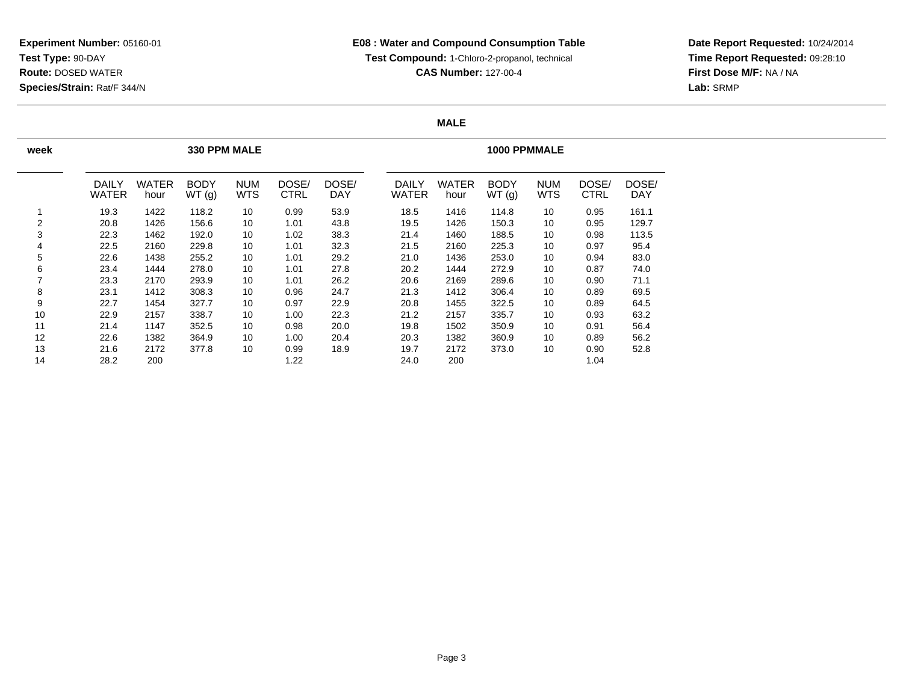**Experiment Number:** 05160-01
**Test Type:** 90-DAY
**Route:** DOSED WATER
**Species/Strain:** Rat/F 344/N

**E08 : Water and Compound Consumption Table**
**Test Compound:** 1-Chloro-2-propanol, technical
**CAS Number:** 127-00-4

**Date Report Requested:** 10/24/2014
**Time Report Requested:** 09:28:10
**First Dose M/F:** NA / NA
**Lab:** SRMP

**MALE**

| week | 330 PPM MALE | | | | | | 1000 PPMMALE | | | | | |
|---|---|---|---|---|---|---|---|---|---|---|---|---|
| | DAILY WATER | WATER hour | BODY WT (g) | NUM WTS | DOSE/ CTRL | DOSE/ DAY | DAILY WATER | WATER hour | BODY WT (g) | NUM WTS | DOSE/ CTRL | DOSE/ DAY |
| 1 | 19.3 | 1422 | 118.2 | 10 | 0.99 | 53.9 | 18.5 | 1416 | 114.8 | 10 | 0.95 | 161.1 |
| 2 | 20.8 | 1426 | 156.6 | 10 | 1.01 | 43.8 | 19.5 | 1426 | 150.3 | 10 | 0.95 | 129.7 |
| 3 | 22.3 | 1462 | 192.0 | 10 | 1.02 | 38.3 | 21.4 | 1460 | 188.5 | 10 | 0.98 | 113.5 |
| 4 | 22.5 | 2160 | 229.8 | 10 | 1.01 | 32.3 | 21.5 | 2160 | 225.3 | 10 | 0.97 | 95.4 |
| 5 | 22.6 | 1438 | 255.2 | 10 | 1.01 | 29.2 | 21.0 | 1436 | 253.0 | 10 | 0.94 | 83.0 |
| 6 | 23.4 | 1444 | 278.0 | 10 | 1.01 | 27.8 | 20.2 | 1444 | 272.9 | 10 | 0.87 | 74.0 |
| 7 | 23.3 | 2170 | 293.9 | 10 | 1.01 | 26.2 | 20.6 | 2169 | 289.6 | 10 | 0.90 | 71.1 |
| 8 | 23.1 | 1412 | 308.3 | 10 | 0.96 | 24.7 | 21.3 | 1412 | 306.4 | 10 | 0.89 | 69.5 |
| 9 | 22.7 | 1454 | 327.7 | 10 | 0.97 | 22.9 | 20.8 | 1455 | 322.5 | 10 | 0.89 | 64.5 |
| 10 | 22.9 | 2157 | 338.7 | 10 | 1.00 | 22.3 | 21.2 | 2157 | 335.7 | 10 | 0.93 | 63.2 |
| 11 | 21.4 | 1147 | 352.5 | 10 | 0.98 | 20.0 | 19.8 | 1502 | 350.9 | 10 | 0.91 | 56.4 |
| 12 | 22.6 | 1382 | 364.9 | 10 | 1.00 | 20.4 | 20.3 | 1382 | 360.9 | 10 | 0.89 | 56.2 |
| 13 | 21.6 | 2172 | 377.8 | 10 | 0.99 | 18.9 | 19.7 | 2172 | 373.0 | 10 | 0.90 | 52.8 |
| 14 | 28.2 | 200 | | | 1.22 | | 24.0 | 200 | | | 1.04 | |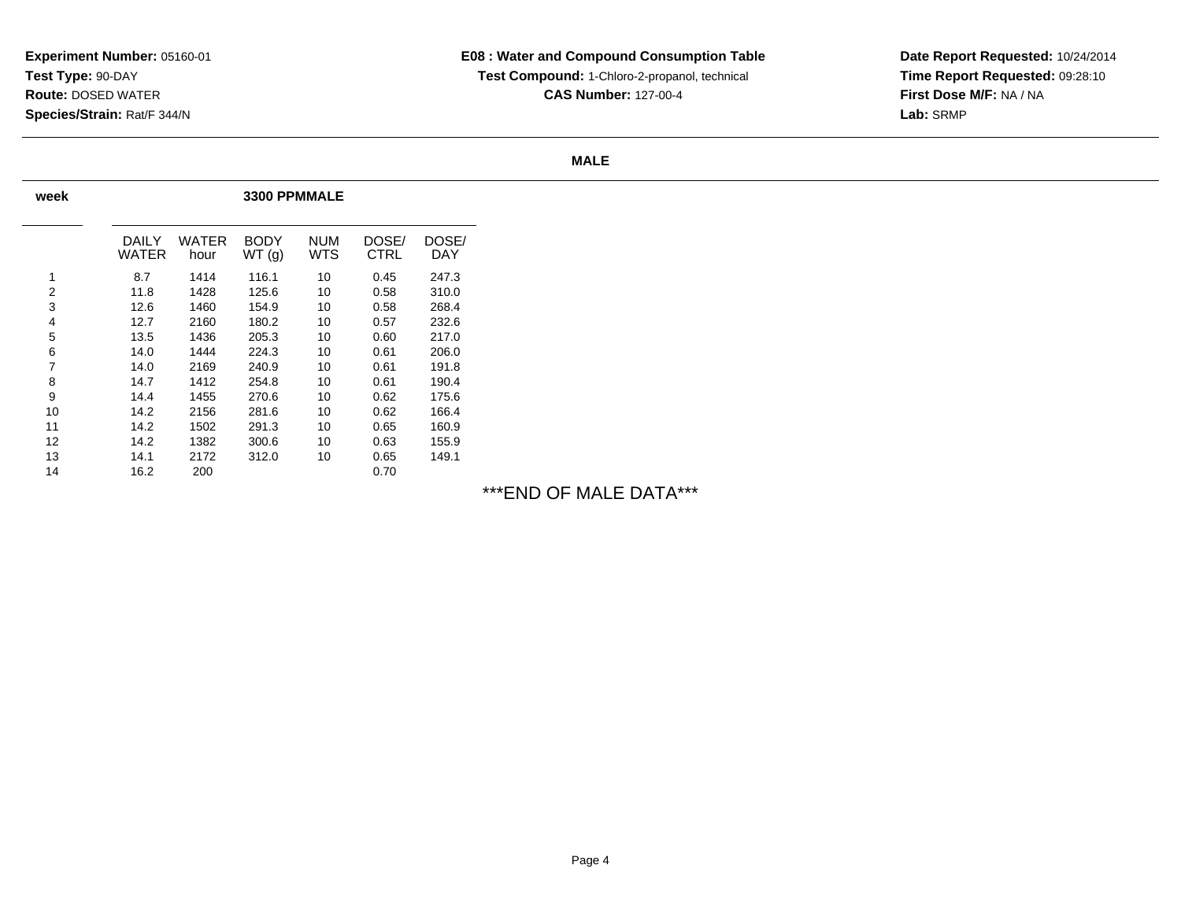**Experiment Number:** 05160-01
**Test Type:** 90-DAY
**Route:** DOSED WATER
**Species/Strain:** Rat/F 344/N

**E08 : Water and Compound Consumption Table**
**Test Compound:** 1-Chloro-2-propanol, technical
**CAS Number:** 127-00-4

**Date Report Requested:** 10/24/2014
**Time Report Requested:** 09:28:10
**First Dose M/F:** NA / NA
**Lab:** SRMP

**MALE**

| week | 3300 PPMMALE | | | | | |
|---|---|---|---|---|---|---|
| | DAILY WATER | WATER hour | BODY WT (g) | NUM WTS | DOSE/ CTRL | DOSE/ DAY |
| 1 | 8.7 | 1414 | 116.1 | 10 | 0.45 | 247.3 |
| 2 | 11.8 | 1428 | 125.6 | 10 | 0.58 | 310.0 |
| 3 | 12.6 | 1460 | 154.9 | 10 | 0.58 | 268.4 |
| 4 | 12.7 | 2160 | 180.2 | 10 | 0.57 | 232.6 |
| 5 | 13.5 | 1436 | 205.3 | 10 | 0.60 | 217.0 |
| 6 | 14.0 | 1444 | 224.3 | 10 | 0.61 | 206.0 |
| 7 | 14.0 | 2169 | 240.9 | 10 | 0.61 | 191.8 |
| 8 | 14.7 | 1412 | 254.8 | 10 | 0.61 | 190.4 |
| 9 | 14.4 | 1455 | 270.6 | 10 | 0.62 | 175.6 |
| 10 | 14.2 | 2156 | 281.6 | 10 | 0.62 | 166.4 |
| 11 | 14.2 | 1502 | 291.3 | 10 | 0.65 | 160.9 |
| 12 | 14.2 | 1382 | 300.6 | 10 | 0.63 | 155.9 |
| 13 | 14.1 | 2172 | 312.0 | 10 | 0.65 | 149.1 |
| 14 | 16.2 | 200 | | | 0.70 | |

***END OF MALE DATA***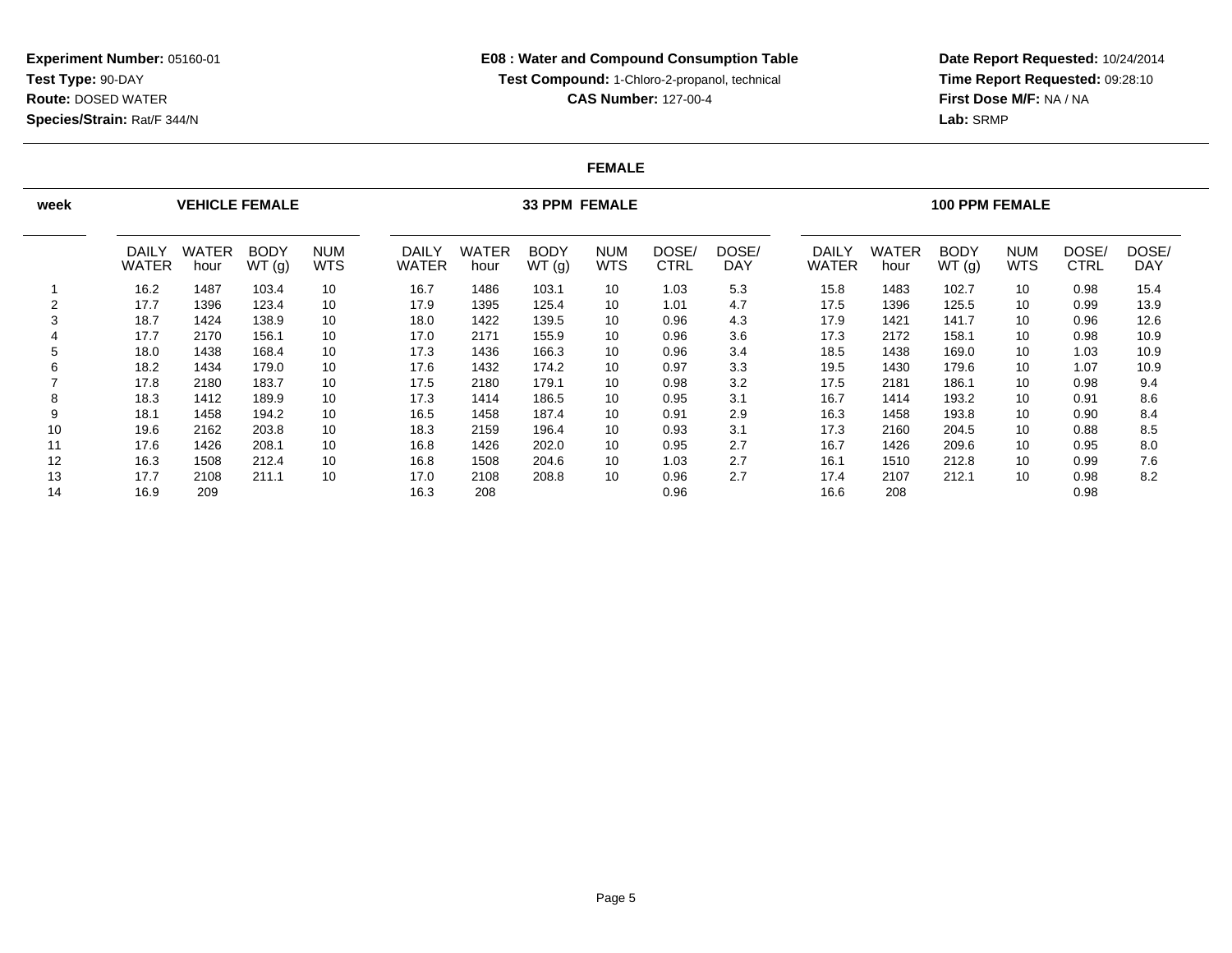**Experiment Number:** 05160-01
**Test Type:** 90-DAY
**Route:** DOSED WATER
**Species/Strain:** Rat/F 344/N

**E08 : Water and Compound Consumption Table**
**Test Compound:** 1-Chloro-2-propanol, technical
**CAS Number:** 127-00-4

**Date Report Requested:** 10/24/2014
**Time Report Requested:** 09:28:10
**First Dose M/F:** NA / NA
**Lab:** SRMP

## FEMALE

| week | VEHICLE FEMALE | | | | 33 PPM FEMALE | | | | | | 100 PPM FEMALE | | | | | |
|---|---|---|---|---|---|---|---|---|---|---|---|---|---|---|---|---|
| | DAILY WATER | WATER hour | BODY WT (g) | NUM WTS | DAILY WATER | WATER hour | BODY WT (g) | NUM WTS | DOSE/ CTRL | DOSE/ DAY | DAILY WATER | WATER hour | BODY WT (g) | NUM WTS | DOSE/ CTRL | DOSE/ DAY |
| 1 | 16.2 | 1487 | 103.4 | 10 | 16.7 | 1486 | 103.1 | 10 | 1.03 | 5.3 | 15.8 | 1483 | 102.7 | 10 | 0.98 | 15.4 |
| 2 | 17.7 | 1396 | 123.4 | 10 | 17.9 | 1395 | 125.4 | 10 | 1.01 | 4.7 | 17.5 | 1396 | 125.5 | 10 | 0.99 | 13.9 |
| 3 | 18.7 | 1424 | 138.9 | 10 | 18.0 | 1422 | 139.5 | 10 | 0.96 | 4.3 | 17.9 | 1421 | 141.7 | 10 | 0.96 | 12.6 |
| 4 | 17.7 | 2170 | 156.1 | 10 | 17.0 | 2171 | 155.9 | 10 | 0.96 | 3.6 | 17.3 | 2172 | 158.1 | 10 | 0.98 | 10.9 |
| 5 | 18.0 | 1438 | 168.4 | 10 | 17.3 | 1436 | 166.3 | 10 | 0.96 | 3.4 | 18.5 | 1438 | 169.0 | 10 | 1.03 | 10.9 |
| 6 | 18.2 | 1434 | 179.0 | 10 | 17.6 | 1432 | 174.2 | 10 | 0.97 | 3.3 | 19.5 | 1430 | 179.6 | 10 | 1.07 | 10.9 |
| 7 | 17.8 | 2180 | 183.7 | 10 | 17.5 | 2180 | 179.1 | 10 | 0.98 | 3.2 | 17.5 | 2181 | 186.1 | 10 | 0.98 | 9.4 |
| 8 | 18.3 | 1412 | 189.9 | 10 | 17.3 | 1414 | 186.5 | 10 | 0.95 | 3.1 | 16.7 | 1414 | 193.2 | 10 | 0.91 | 8.6 |
| 9 | 18.1 | 1458 | 194.2 | 10 | 16.5 | 1458 | 187.4 | 10 | 0.91 | 2.9 | 16.3 | 1458 | 193.8 | 10 | 0.90 | 8.4 |
| 10 | 19.6 | 2162 | 203.8 | 10 | 18.3 | 2159 | 196.4 | 10 | 0.93 | 3.1 | 17.3 | 2160 | 204.5 | 10 | 0.88 | 8.5 |
| 11 | 17.6 | 1426 | 208.1 | 10 | 16.8 | 1426 | 202.0 | 10 | 0.95 | 2.7 | 16.7 | 1426 | 209.6 | 10 | 0.95 | 8.0 |
| 12 | 16.3 | 1508 | 212.4 | 10 | 16.8 | 1508 | 204.6 | 10 | 1.03 | 2.7 | 16.1 | 1510 | 212.8 | 10 | 0.99 | 7.6 |
| 13 | 17.7 | 2108 | 211.1 | 10 | 17.0 | 2108 | 208.8 | 10 | 0.96 | 2.7 | 17.4 | 2107 | 212.1 | 10 | 0.98 | 8.2 |
| 14 | 16.9 | 209 | | | 16.3 | 208 | | | 0.96 | | 16.6 | 208 | | | 0.98 | |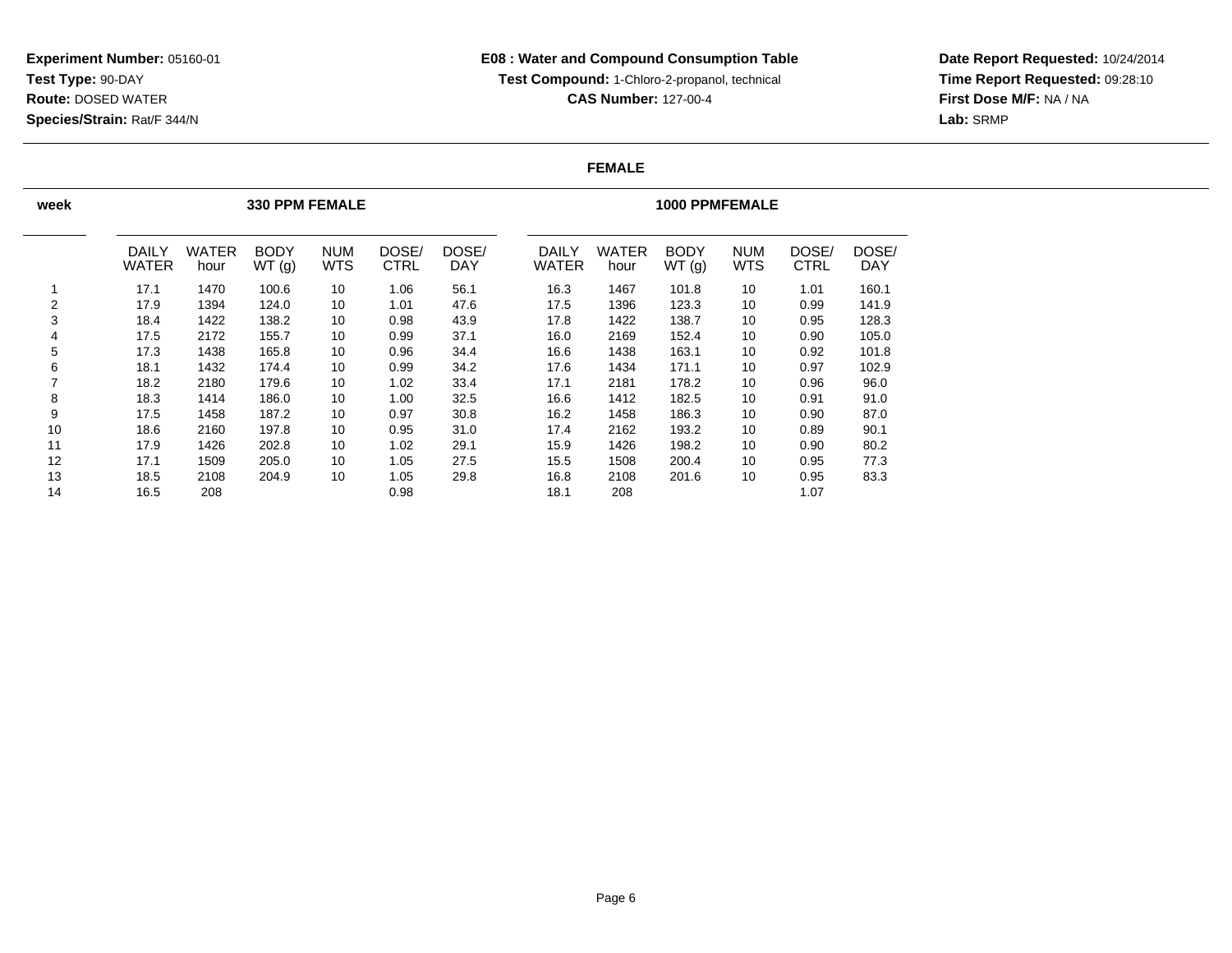**Experiment Number:** 05160-01
**Test Type:** 90-DAY
**Route:** DOSED WATER
**Species/Strain:** Rat/F 344/N

**E08 : Water and Compound Consumption Table**
**Test Compound:** 1-Chloro-2-propanol, technical
**CAS Number:** 127-00-4

**Date Report Requested:** 10/24/2014
**Time Report Requested:** 09:28:10
**First Dose M/F:** NA / NA
**Lab:** SRMP

## FEMALE

| week | 330 PPM FEMALE | | | | | | 1000 PPMFEMALE | | | | | |
|---|---|---|---|---|---|---|---|---|---|---|---|---|
| | DAILY WATER | WATER hour | BODY WT (g) | NUM WTS | DOSE/ CTRL | DOSE/ DAY | DAILY WATER | WATER hour | BODY WT (g) | NUM WTS | DOSE/ CTRL | DOSE/ DAY |
| 1 | 17.1 | 1470 | 100.6 | 10 | 1.06 | 56.1 | 16.3 | 1467 | 101.8 | 10 | 1.01 | 160.1 |
| 2 | 17.9 | 1394 | 124.0 | 10 | 1.01 | 47.6 | 17.5 | 1396 | 123.3 | 10 | 0.99 | 141.9 |
| 3 | 18.4 | 1422 | 138.2 | 10 | 0.98 | 43.9 | 17.8 | 1422 | 138.7 | 10 | 0.95 | 128.3 |
| 4 | 17.5 | 2172 | 155.7 | 10 | 0.99 | 37.1 | 16.0 | 2169 | 152.4 | 10 | 0.90 | 105.0 |
| 5 | 17.3 | 1438 | 165.8 | 10 | 0.96 | 34.4 | 16.6 | 1438 | 163.1 | 10 | 0.92 | 101.8 |
| 6 | 18.1 | 1432 | 174.4 | 10 | 0.99 | 34.2 | 17.6 | 1434 | 171.1 | 10 | 0.97 | 102.9 |
| 7 | 18.2 | 2180 | 179.6 | 10 | 1.02 | 33.4 | 17.1 | 2181 | 178.2 | 10 | 0.96 | 96.0 |
| 8 | 18.3 | 1414 | 186.0 | 10 | 1.00 | 32.5 | 16.6 | 1412 | 182.5 | 10 | 0.91 | 91.0 |
| 9 | 17.5 | 1458 | 187.2 | 10 | 0.97 | 30.8 | 16.2 | 1458 | 186.3 | 10 | 0.90 | 87.0 |
| 10 | 18.6 | 2160 | 197.8 | 10 | 0.95 | 31.0 | 17.4 | 2162 | 193.2 | 10 | 0.89 | 90.1 |
| 11 | 17.9 | 1426 | 202.8 | 10 | 1.02 | 29.1 | 15.9 | 1426 | 198.2 | 10 | 0.90 | 80.2 |
| 12 | 17.1 | 1509 | 205.0 | 10 | 1.05 | 27.5 | 15.5 | 1508 | 200.4 | 10 | 0.95 | 77.3 |
| 13 | 18.5 | 2108 | 204.9 | 10 | 1.05 | 29.8 | 16.8 | 2108 | 201.6 | 10 | 0.95 | 83.3 |
| 14 | 16.5 | 208 | | | 0.98 | | 18.1 | 208 | | | 1.07 | |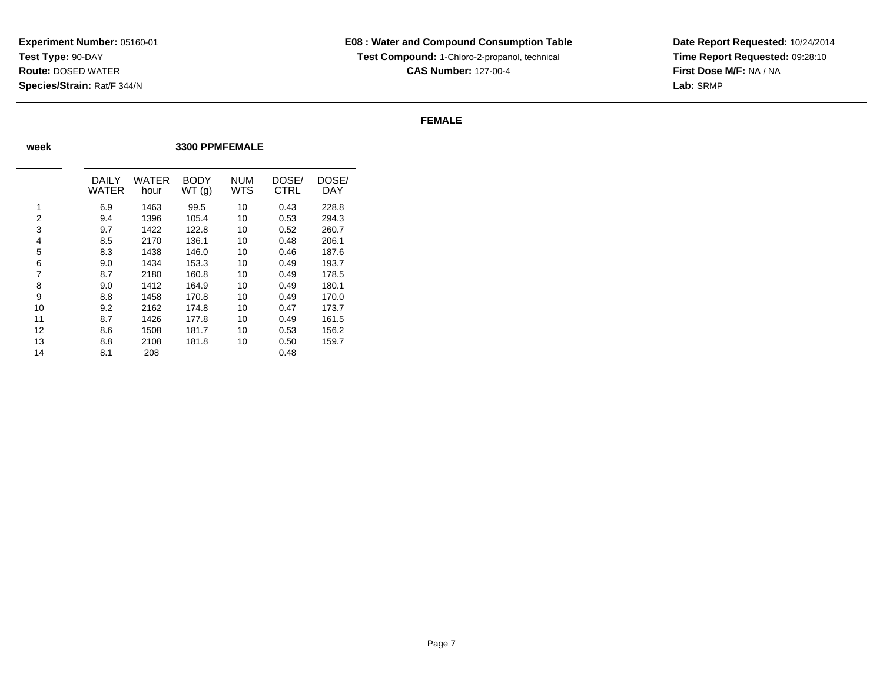**Experiment Number:** 05160-01
**Test Type:** 90-DAY
**Route:** DOSED WATER
**Species/Strain:** Rat/F 344/N

**E08 : Water and Compound Consumption Table**
**Test Compound:** 1-Chloro-2-propanol, technical
**CAS Number:** 127-00-4

**Date Report Requested:** 10/24/2014
**Time Report Requested:** 09:28:10
**First Dose M/F:** NA / NA
**Lab:** SRMP

## FEMALE

| week | 3300 PPMFEMALE | | | | | |
|---|---|---|---|---|---|---|
| | DAILY WATER | WATER hour | BODY WT (g) | NUM WTS | DOSE/ CTRL | DOSE/ DAY |
| 1 | 6.9 | 1463 | 99.5 | 10 | 0.43 | 228.8 |
| 2 | 9.4 | 1396 | 105.4 | 10 | 0.53 | 294.3 |
| 3 | 9.7 | 1422 | 122.8 | 10 | 0.52 | 260.7 |
| 4 | 8.5 | 2170 | 136.1 | 10 | 0.48 | 206.1 |
| 5 | 8.3 | 1438 | 146.0 | 10 | 0.46 | 187.6 |
| 6 | 9.0 | 1434 | 153.3 | 10 | 0.49 | 193.7 |
| 7 | 8.7 | 2180 | 160.8 | 10 | 0.49 | 178.5 |
| 8 | 9.0 | 1412 | 164.9 | 10 | 0.49 | 180.1 |
| 9 | 8.8 | 1458 | 170.8 | 10 | 0.49 | 170.0 |
| 10 | 9.2 | 2162 | 174.8 | 10 | 0.47 | 173.7 |
| 11 | 8.7 | 1426 | 177.8 | 10 | 0.49 | 161.5 |
| 12 | 8.6 | 1508 | 181.7 | 10 | 0.53 | 156.2 |
| 13 | 8.8 | 2108 | 181.8 | 10 | 0.50 | 159.7 |
| 14 | 8.1 | 208 | | | 0.48 | |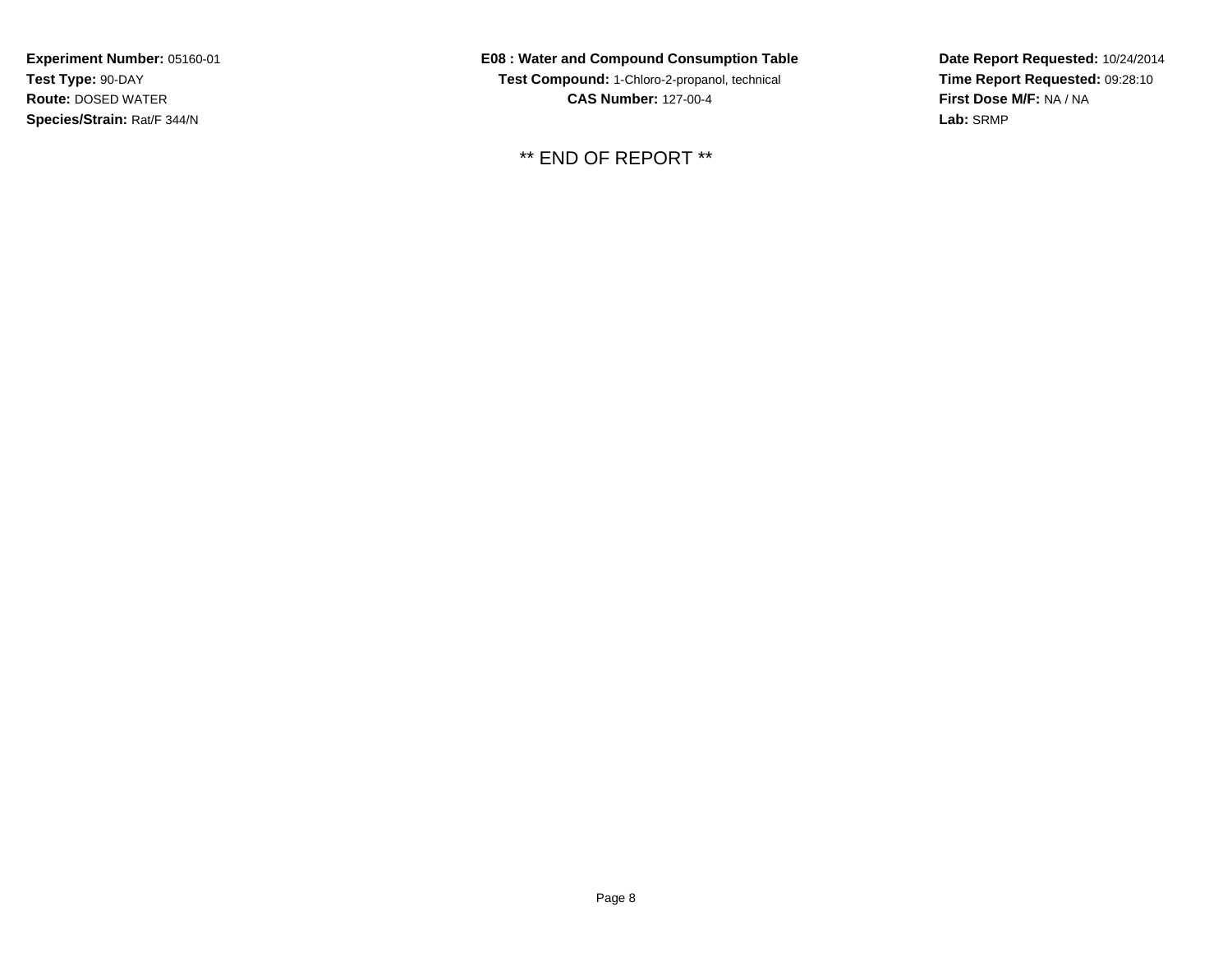**Experiment Number:** 05160-01
**Test Type:** 90-DAY
**Route:** DOSED WATER
**Species/Strain:** Rat/F 344/N

**E08 : Water and Compound Consumption Table**
**Test Compound:** 1-Chloro-2-propanol, technical
**CAS Number:** 127-00-4

**Date Report Requested:** 10/24/2014
**Time Report Requested:** 09:28:10
**First Dose M/F:** NA / NA
**Lab:** SRMP

** END OF REPORT **